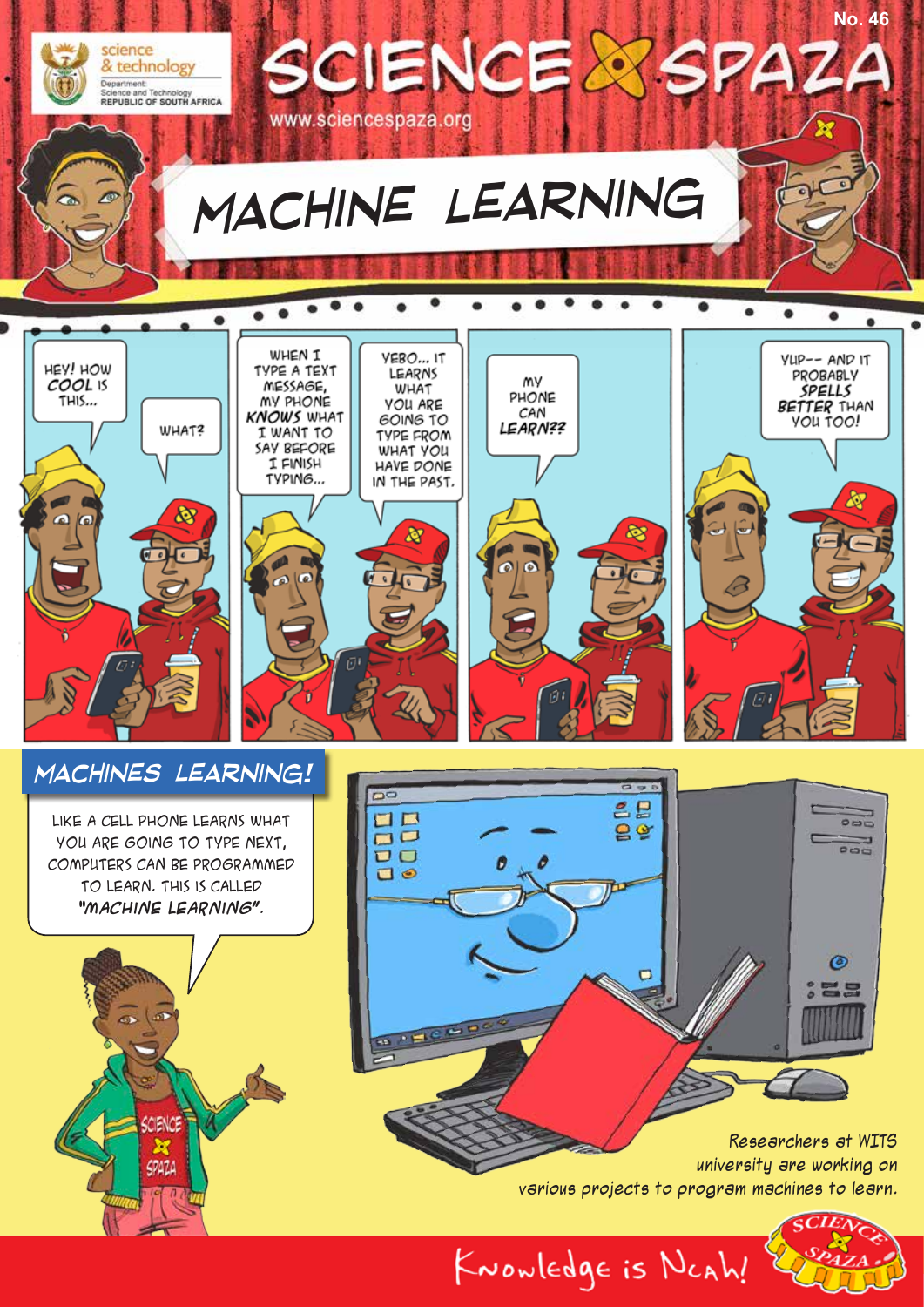# SCIENCE SPAZA

science & technology
Department: Science and Technology
REPUBLIC OF SOUTH AFRICA

www.sciencespaza.org

No. 46

## MACHINE LEARNING

HEY! HOW *COOL* IS THIS...

WHAT?

WHEN I TYPE A TEXT MESSAGE, MY PHONE *KNOWS* WHAT I WANT TO SAY BEFORE I FINISH TYPING...

YEBO... IT LEARNS WHAT YOU ARE GOING TO TYPE FROM WHAT YOU HAVE DONE IN THE PAST.

MY PHONE CAN *LEARN??*

YUP-- AND IT PROBABLY *SPELLS BETTER* THAN YOU TOO!

## MACHINES LEARNING!

LIKE A CELL PHONE LEARNS WHAT YOU ARE GOING TO TYPE NEXT, COMPUTERS CAN BE PROGRAMMED TO LEARN. THIS IS CALLED *"MACHINE LEARNING".*

*Researchers at WITS university are working on various projects to program machines to learn.*

Knowledge is Ncah!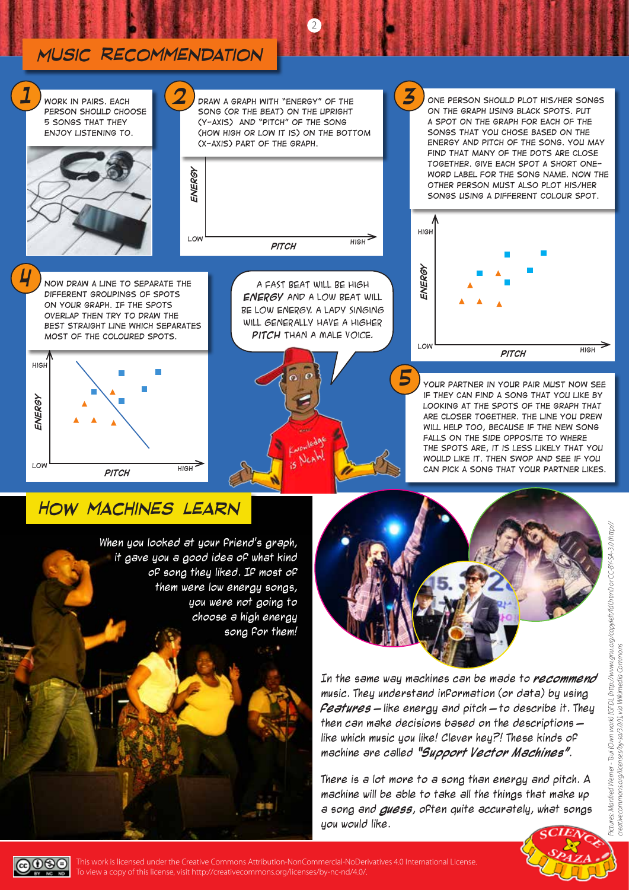## MUSIC RECOMMENDATION

**1** WORK IN PAIRS. EACH PERSON SHOULD CHOOSE 5 SONGS THAT THEY ENJOY LISTENING TO.

**2** DRAW A GRAPH WITH "ENERGY" OF THE SONG (OR THE BEAT) ON THE UPRIGHT (Y-AXIS) AND "PITCH" OF THE SONG (HOW HIGH OR LOW IT IS) ON THE BOTTOM (X-AXIS) PART OF THE GRAPH.

**3** ONE PERSON SHOULD PLOT HIS/HER SONGS ON THE GRAPH USING BLACK SPOTS. PUT A SPOT ON THE GRAPH FOR EACH OF THE SONGS THAT YOU CHOSE BASED ON THE ENERGY AND PITCH OF THE SONG. YOU MAY FIND THAT MANY OF THE DOTS ARE CLOSE TOGETHER. GIVE EACH SPOT A SHORT ONE-WORD LABEL FOR THE SONG NAME. NOW THE OTHER PERSON MUST ALSO PLOT HIS/HER SONGS USING A DIFFERENT COLOUR SPOT.

**4** NOW DRAW A LINE TO SEPARATE THE DIFFERENT GROUPINGS OF SPOTS ON YOUR GRAPH. IF THE SPOTS OVERLAP THEN TRY TO DRAW THE BEST STRAIGHT LINE WHICH SEPARATES MOST OF THE COLOURED SPOTS.

A FAST BEAT WILL BE HIGH **ENERGY** AND A LOW BEAT WILL BE LOW ENERGY. A LADY SINGING WILL GENERALLY HAVE A HIGHER **PITCH** THAN A MALE VOICE.

**5** YOUR PARTNER IN YOUR PAIR MUST NOW SEE IF THEY CAN FIND A SONG THAT YOU LIKE BY LOOKING AT THE SPOTS OF THE GRAPH THAT ARE CLOSER TOGETHER. THE LINE YOU DREW WILL HELP TOO, BECAUSE IF THE NEW SONG FALLS ON THE SIDE OPPOSITE TO WHERE THE SPOTS ARE, IT IS LESS LIKELY THAT YOU WOULD LIKE IT. THEN SWOP AND SEE IF YOU CAN PICK A SONG THAT YOUR PARTNER LIKES.

## HOW MACHINES LEARN

When you looked at your friend's graph, it gave you a good idea of what kind of song they liked. If most of them were low energy songs, you were not going to choose a high energy song for them!

In the same way machines can be made to ***recommend*** music. They understand information (or data) by using ***features*** – like energy and pitch – to describe it. They then can make decisions based on the descriptions – like which music you like! Clever hey?! These kinds of machine are called ***"Support Vector Machines"***.

There is a lot more to a song than energy and pitch. A machine will be able to take all the things that make up a song and ***guess***, often quite accurately, what songs you would like.

*Pictures: Manfred Werner - Tsui (Own work) [GFDL (http://www.gnu.org/copyleft/fdl.html) or CC-BY-SA-3.0 (http://creativecommons.org/licenses/by-sa/3.0/)], via Wikimedia Commons*

This work is licensed under the Creative Commons Attribution-NonCommercial-NoDerivatives 4.0 International License. To view a copy of this license, visit http://creativecommons.org/licenses/by-nc-nd/4.0/.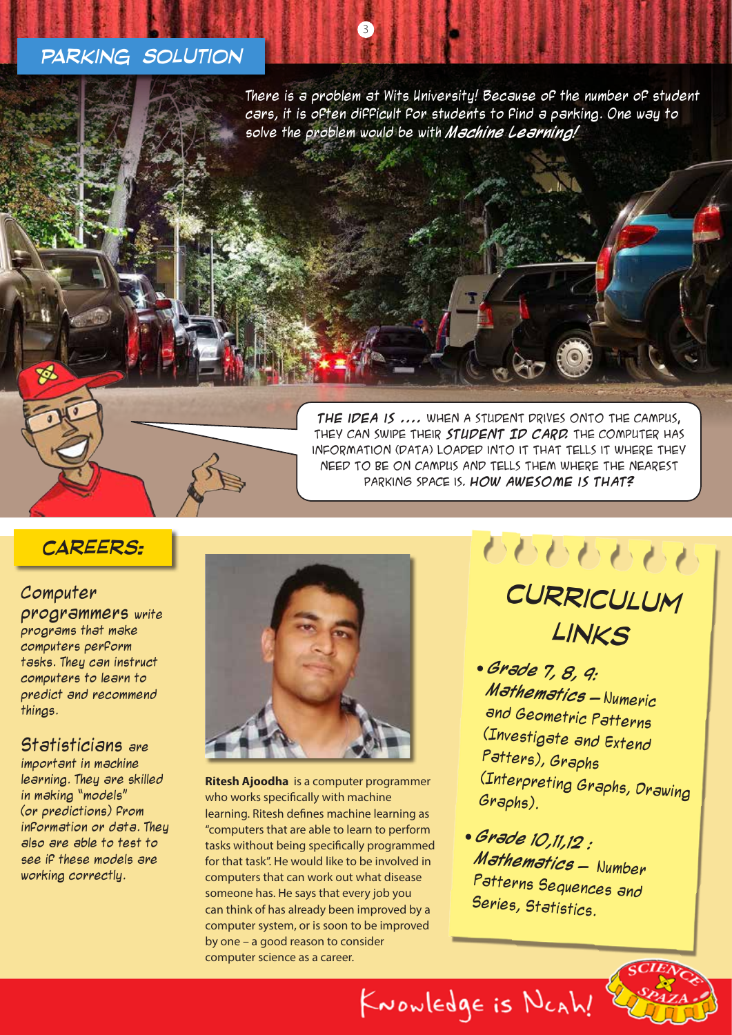## PARKING SOLUTION

There is a problem at Wits University! Because of the number of student cars, it is often difficult for students to find a parking. One way to solve the problem would be with ***Machine Learning!***

***THE IDEA IS ....*** WHEN A STUDENT DRIVES ONTO THE CAMPUS, THEY CAN SWIPE THEIR ***STUDENT ID CARD.*** THE COMPUTER HAS INFORMATION (DATA) LOADED INTO IT THAT TELLS IT WHERE THEY NEED TO BE ON CAMPUS AND TELLS THEM WHERE THE NEAREST PARKING SPACE IS. ***HOW AWESOME IS THAT?***

## CAREERS:

**Computer programmers** write programs that make computers perform tasks. They can instruct computers to learn to predict and recommend things.

**Statisticians** are important in machine learning. They are skilled in making "models" (or predictions) from information or data. They also are able to test to see if these models are working correctly.

**Ritesh Ajoodha** is a computer programmer who works specifically with machine learning. Ritesh defines machine learning as "computers that are able to learn to perform tasks without being specifically programmed for that task". He would like to be involved in computers that can work out what disease someone has. He says that every job you can think of has already been improved by a computer system, or is soon to be improved by one – a good reason to consider computer science as a career.

## CURRICULUM LINKS

- ***Grade 7, 8, 9: Mathematics*** – Numeric and Geometric Patterns (Investigate and Extend Patters), Graphs (Interpreting Graphs, Drawing Graphs).
- ***Grade 10,11,12 : Mathematics*** – Number Patterns Sequences and Series, Statistics.

Knowledge is Ncah!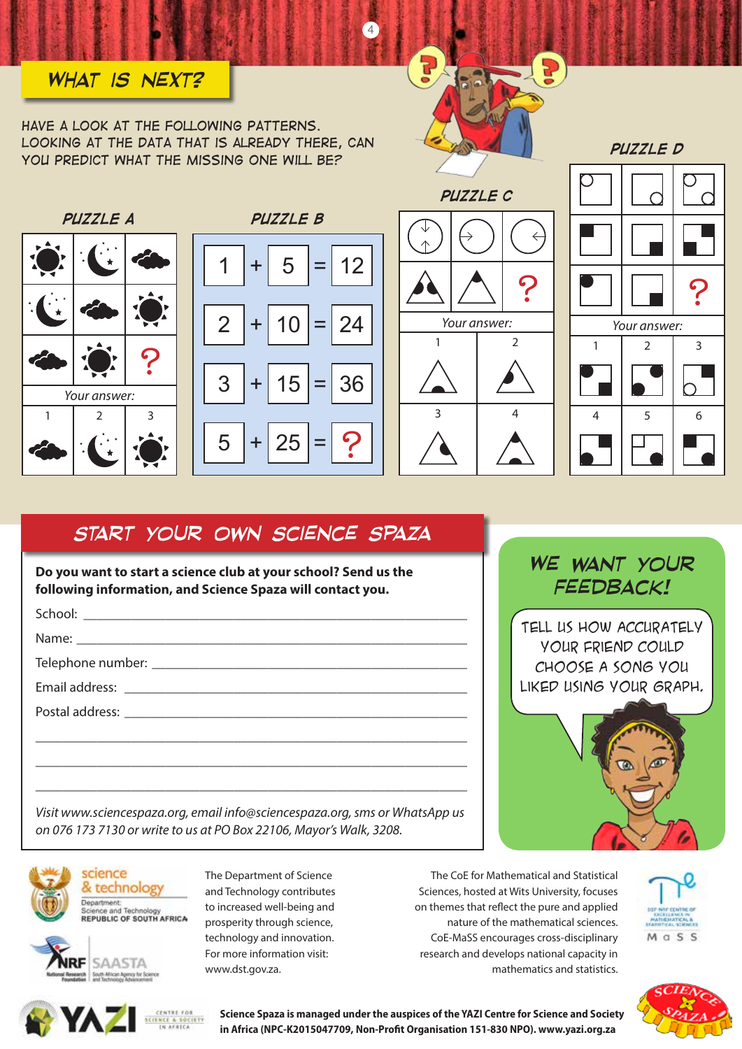## WHAT IS NEXT?

HAVE A LOOK AT THE FOLLOWING PATTERNS. LOOKING AT THE DATA THAT IS ALREADY THERE, CAN YOU PREDICT WHAT THE MISSING ONE WILL BE?

### PUZZLE A

Your answer:

1 2 3

### PUZZLE B

| | | | | |
|---|---|---|---|---|
| 1 | + | 5 | = | 12 |
| 2 | + | 10 | = | 24 |
| 3 | + | 15 | = | 36 |
| 5 | + | 25 | = | ? |

### PUZZLE C

Your answer:

1 2 3 4

### PUZZLE D

Your answer:

1 2 3 4 5 6

## START YOUR OWN SCIENCE SPAZA

**Do you want to start a science club at your school? Send us the following information, and Science Spaza will contact you.**

School: ______________________________

Name: ______________________________

Telephone number: ______________________________

Email address: ______________________________

Postal address: ______________________________

______________________________

______________________________

______________________________

*Visit www.sciencespaza.org, email info@sciencespaza.org, sms or WhatsApp us on 076 173 7130 or write to us at PO Box 22106, Mayor's Walk, 3208.*

## WE WANT YOUR FEEDBACK!

TELL US HOW ACCURATELY YOUR FRIEND COULD CHOOSE A SONG YOU LIKED USING YOUR GRAPH.

science & technology
Department: Science and Technology
REPUBLIC OF SOUTH AFRICA

NRF National Research Foundation | SAASTA South African Agency for Science and Technology Advancement

The Department of Science and Technology contributes to increased well-being and prosperity through science, technology and innovation. For more information visit: www.dst.gov.za.

The CoE for Mathematical and Statistical Sciences, hosted at Wits University, focuses on themes that reflect the pure and applied nature of the mathematical sciences. CoE-MaSS encourages cross-disciplinary research and develops national capacity in mathematics and statistics.

DST-NRF CENTRE OF EXCELLENCE IN MATHEMATICAL & STATISTICAL SCIENCES
MaSS

YAZI CENTRE FOR SCIENCE & SOCIETY IN AFRICA

**Science Spaza is managed under the auspices of the YAZI Centre for Science and Society in Africa (NPC-K2015047709, Non-Profit Organisation 151-830 NPO). www.yazi.org.za**

SCIENCE SPAZA